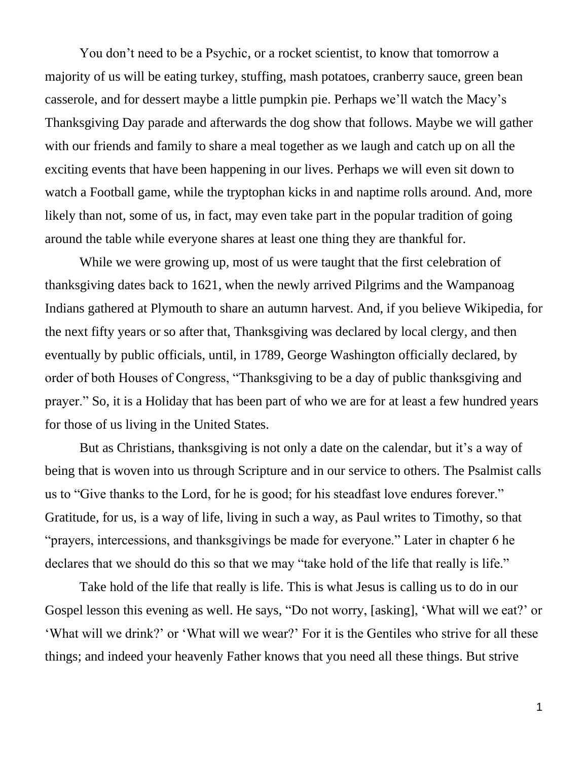You don't need to be a Psychic, or a rocket scientist, to know that tomorrow a majority of us will be eating turkey, stuffing, mash potatoes, cranberry sauce, green bean casserole, and for dessert maybe a little pumpkin pie. Perhaps we'll watch the Macy's Thanksgiving Day parade and afterwards the dog show that follows. Maybe we will gather with our friends and family to share a meal together as we laugh and catch up on all the exciting events that have been happening in our lives. Perhaps we will even sit down to watch a Football game, while the tryptophan kicks in and naptime rolls around. And, more likely than not, some of us, in fact, may even take part in the popular tradition of going around the table while everyone shares at least one thing they are thankful for.

While we were growing up, most of us were taught that the first celebration of thanksgiving dates back to 1621, when the newly arrived Pilgrims and the Wampanoag Indians gathered at Plymouth to share an autumn harvest. And, if you believe Wikipedia, for the next fifty years or so after that, Thanksgiving was declared by local clergy, and then eventually by public officials, until, in 1789, George Washington officially declared, by order of both Houses of Congress, "Thanksgiving to be a day of public thanksgiving and prayer." So, it is a Holiday that has been part of who we are for at least a few hundred years for those of us living in the United States.

But as Christians, thanksgiving is not only a date on the calendar, but it's a way of being that is woven into us through Scripture and in our service to others. The Psalmist calls us to "Give thanks to the Lord, for he is good; for his steadfast love endures forever." Gratitude, for us, is a way of life, living in such a way, as Paul writes to Timothy, so that "prayers, intercessions, and thanksgivings be made for everyone." Later in chapter 6 he declares that we should do this so that we may "take hold of the life that really is life."

Take hold of the life that really is life. This is what Jesus is calling us to do in our Gospel lesson this evening as well. He says, "Do not worry, [asking], 'What will we eat?' or 'What will we drink?' or 'What will we wear?' For it is the Gentiles who strive for all these things; and indeed your heavenly Father knows that you need all these things. But strive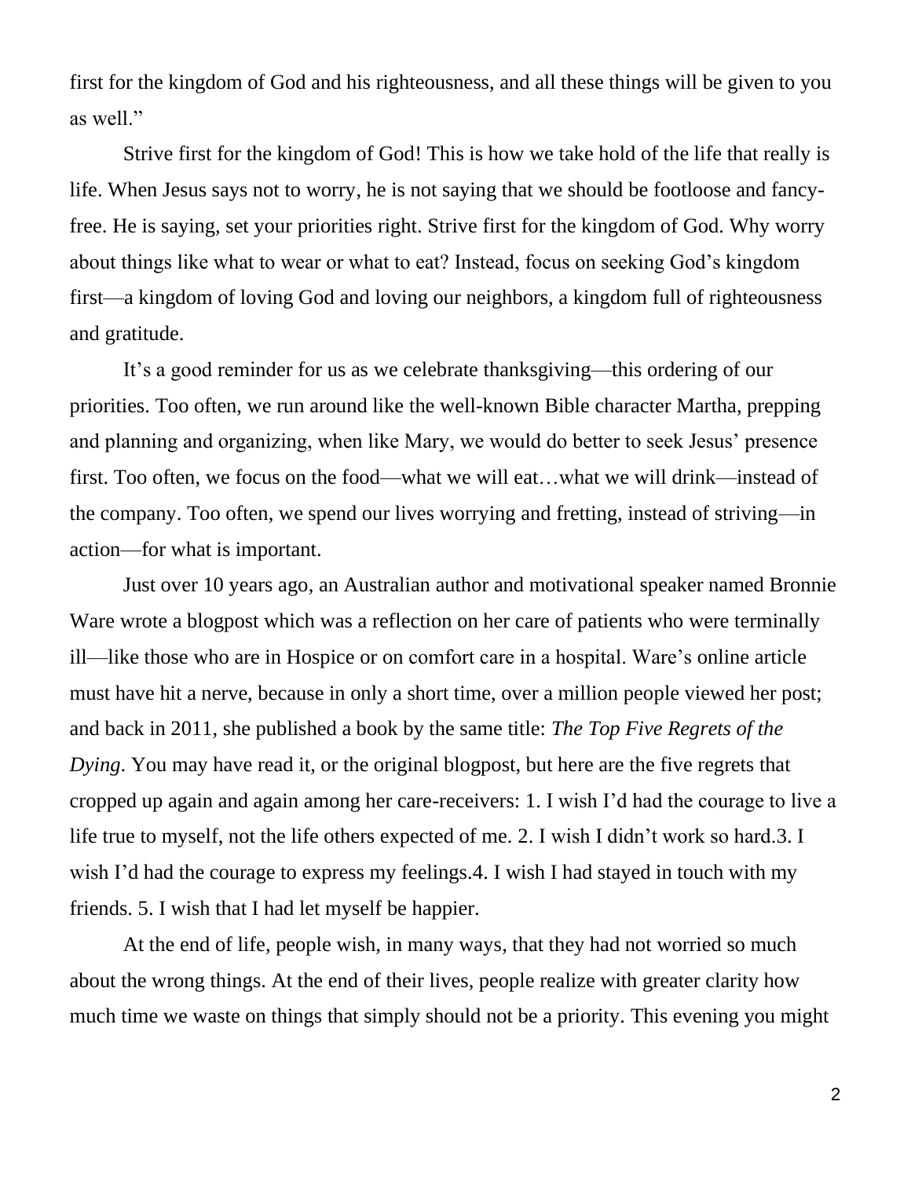first for the kingdom of God and his righteousness, and all these things will be given to you as well."

Strive first for the kingdom of God! This is how we take hold of the life that really is life. When Jesus says not to worry, he is not saying that we should be footloose and fancy-free. He is saying, set your priorities right. Strive first for the kingdom of God. Why worry about things like what to wear or what to eat? Instead, focus on seeking God's kingdom first—a kingdom of loving God and loving our neighbors, a kingdom full of righteousness and gratitude.

It's a good reminder for us as we celebrate thanksgiving—this ordering of our priorities. Too often, we run around like the well-known Bible character Martha, prepping and planning and organizing, when like Mary, we would do better to seek Jesus' presence first. Too often, we focus on the food—what we will eat…what we will drink—instead of the company. Too often, we spend our lives worrying and fretting, instead of striving—in action—for what is important.

Just over 10 years ago, an Australian author and motivational speaker named Bronnie Ware wrote a blogpost which was a reflection on her care of patients who were terminally ill—like those who are in Hospice or on comfort care in a hospital. Ware's online article must have hit a nerve, because in only a short time, over a million people viewed her post; and back in 2011, she published a book by the same title: *The Top Five Regrets of the Dying*. You may have read it, or the original blogpost, but here are the five regrets that cropped up again and again among her care-receivers: 1. I wish I'd had the courage to live a life true to myself, not the life others expected of me. 2. I wish I didn't work so hard.3. I wish I'd had the courage to express my feelings.4. I wish I had stayed in touch with my friends. 5. I wish that I had let myself be happier.

At the end of life, people wish, in many ways, that they had not worried so much about the wrong things. At the end of their lives, people realize with greater clarity how much time we waste on things that simply should not be a priority. This evening you might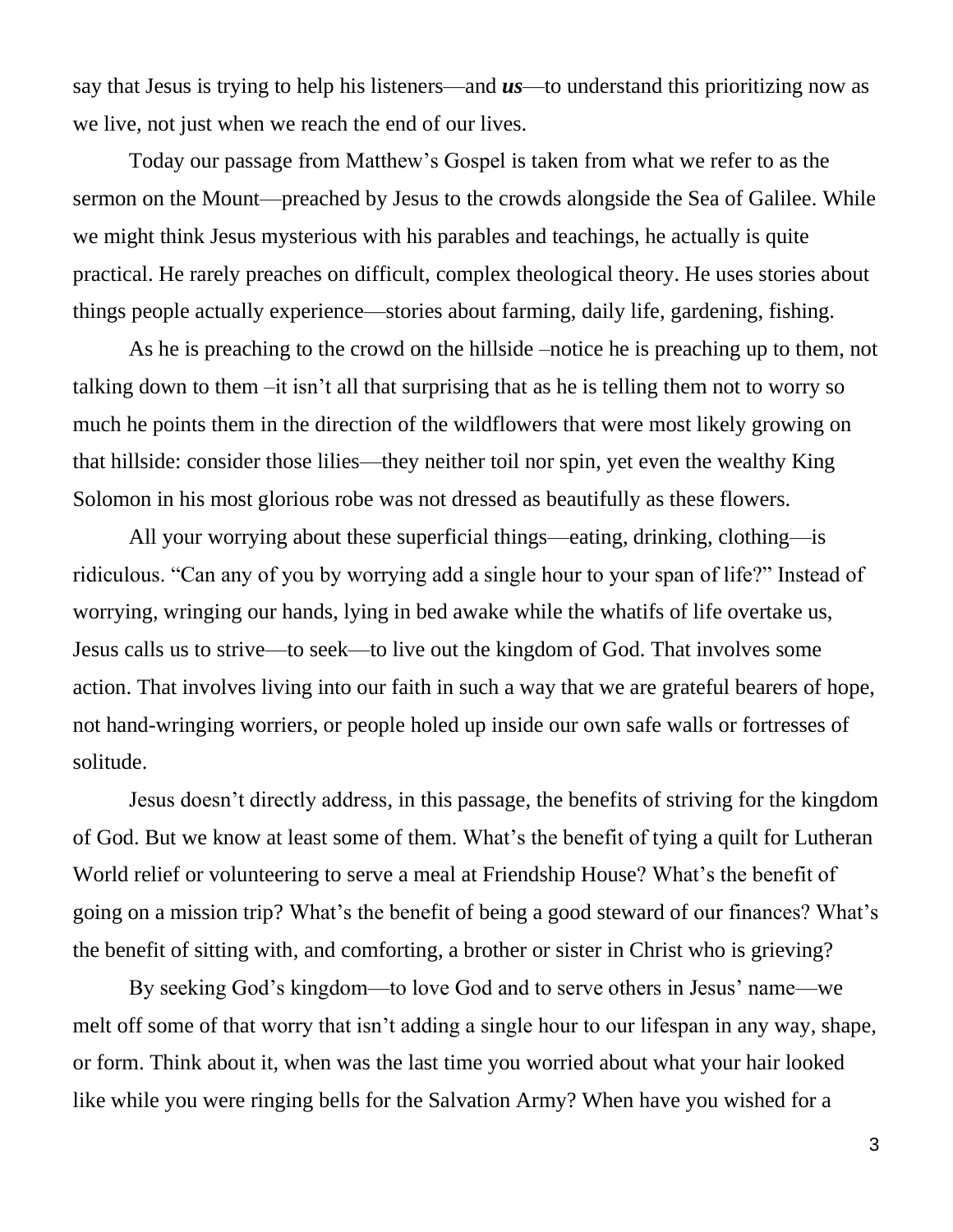say that Jesus is trying to help his listeners—and ***us***—to understand this prioritizing now as we live, not just when we reach the end of our lives.

Today our passage from Matthew's Gospel is taken from what we refer to as the sermon on the Mount—preached by Jesus to the crowds alongside the Sea of Galilee. While we might think Jesus mysterious with his parables and teachings, he actually is quite practical. He rarely preaches on difficult, complex theological theory. He uses stories about things people actually experience—stories about farming, daily life, gardening, fishing.

As he is preaching to the crowd on the hillside –notice he is preaching up to them, not talking down to them –it isn't all that surprising that as he is telling them not to worry so much he points them in the direction of the wildflowers that were most likely growing on that hillside: consider those lilies—they neither toil nor spin, yet even the wealthy King Solomon in his most glorious robe was not dressed as beautifully as these flowers.

All your worrying about these superficial things—eating, drinking, clothing—is ridiculous. "Can any of you by worrying add a single hour to your span of life?" Instead of worrying, wringing our hands, lying in bed awake while the whatifs of life overtake us, Jesus calls us to strive—to seek—to live out the kingdom of God. That involves some action. That involves living into our faith in such a way that we are grateful bearers of hope, not hand-wringing worriers, or people holed up inside our own safe walls or fortresses of solitude.

Jesus doesn't directly address, in this passage, the benefits of striving for the kingdom of God. But we know at least some of them. What's the benefit of tying a quilt for Lutheran World relief or volunteering to serve a meal at Friendship House? What's the benefit of going on a mission trip? What's the benefit of being a good steward of our finances? What's the benefit of sitting with, and comforting, a brother or sister in Christ who is grieving?

By seeking God's kingdom—to love God and to serve others in Jesus' name—we melt off some of that worry that isn't adding a single hour to our lifespan in any way, shape, or form. Think about it, when was the last time you worried about what your hair looked like while you were ringing bells for the Salvation Army? When have you wished for a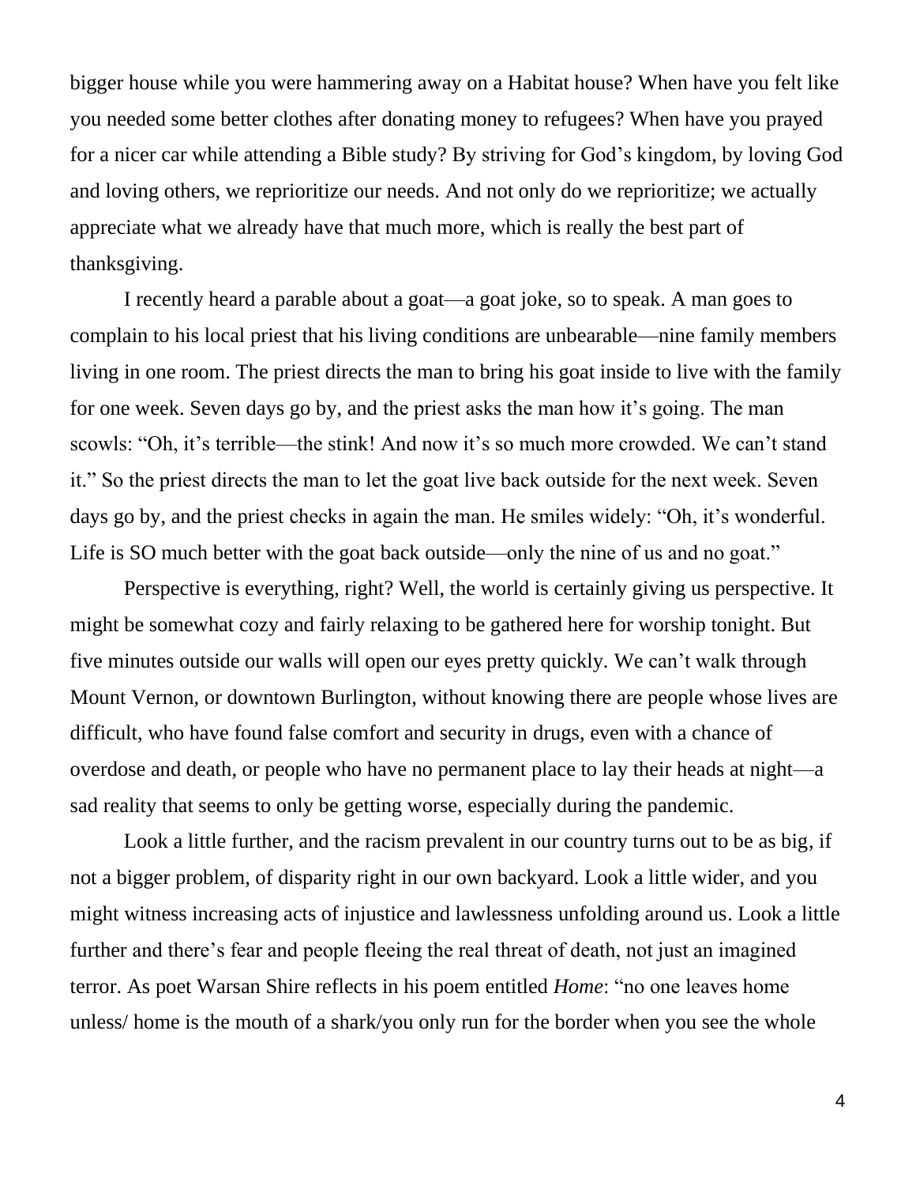bigger house while you were hammering away on a Habitat house? When have you felt like you needed some better clothes after donating money to refugees? When have you prayed for a nicer car while attending a Bible study? By striving for God's kingdom, by loving God and loving others, we reprioritize our needs. And not only do we reprioritize; we actually appreciate what we already have that much more, which is really the best part of thanksgiving.

I recently heard a parable about a goat—a goat joke, so to speak. A man goes to complain to his local priest that his living conditions are unbearable—nine family members living in one room. The priest directs the man to bring his goat inside to live with the family for one week. Seven days go by, and the priest asks the man how it's going. The man scowls: "Oh, it's terrible—the stink! And now it's so much more crowded. We can't stand it." So the priest directs the man to let the goat live back outside for the next week. Seven days go by, and the priest checks in again the man. He smiles widely: "Oh, it's wonderful. Life is SO much better with the goat back outside—only the nine of us and no goat."

Perspective is everything, right? Well, the world is certainly giving us perspective. It might be somewhat cozy and fairly relaxing to be gathered here for worship tonight. But five minutes outside our walls will open our eyes pretty quickly. We can't walk through Mount Vernon, or downtown Burlington, without knowing there are people whose lives are difficult, who have found false comfort and security in drugs, even with a chance of overdose and death, or people who have no permanent place to lay their heads at night—a sad reality that seems to only be getting worse, especially during the pandemic.

Look a little further, and the racism prevalent in our country turns out to be as big, if not a bigger problem, of disparity right in our own backyard. Look a little wider, and you might witness increasing acts of injustice and lawlessness unfolding around us. Look a little further and there's fear and people fleeing the real threat of death, not just an imagined terror. As poet Warsan Shire reflects in his poem entitled *Home*: "no one leaves home unless/ home is the mouth of a shark/you only run for the border when you see the whole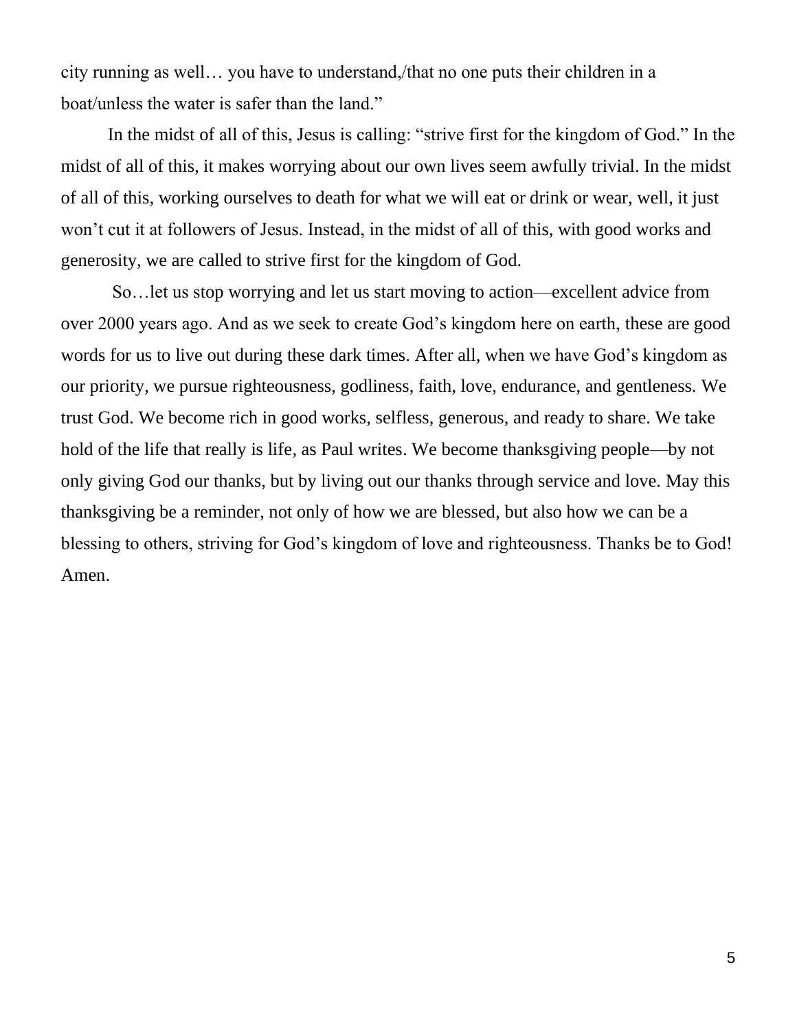city running as well… you have to understand,/that no one puts their children in a boat/unless the water is safer than the land."

In the midst of all of this, Jesus is calling: "strive first for the kingdom of God." In the midst of all of this, it makes worrying about our own lives seem awfully trivial. In the midst of all of this, working ourselves to death for what we will eat or drink or wear, well, it just won't cut it at followers of Jesus. Instead, in the midst of all of this, with good works and generosity, we are called to strive first for the kingdom of God.

So…let us stop worrying and let us start moving to action—excellent advice from over 2000 years ago. And as we seek to create God's kingdom here on earth, these are good words for us to live out during these dark times. After all, when we have God's kingdom as our priority, we pursue righteousness, godliness, faith, love, endurance, and gentleness. We trust God. We become rich in good works, selfless, generous, and ready to share. We take hold of the life that really is life, as Paul writes. We become thanksgiving people—by not only giving God our thanks, but by living out our thanks through service and love. May this thanksgiving be a reminder, not only of how we are blessed, but also how we can be a blessing to others, striving for God's kingdom of love and righteousness. Thanks be to God! Amen.